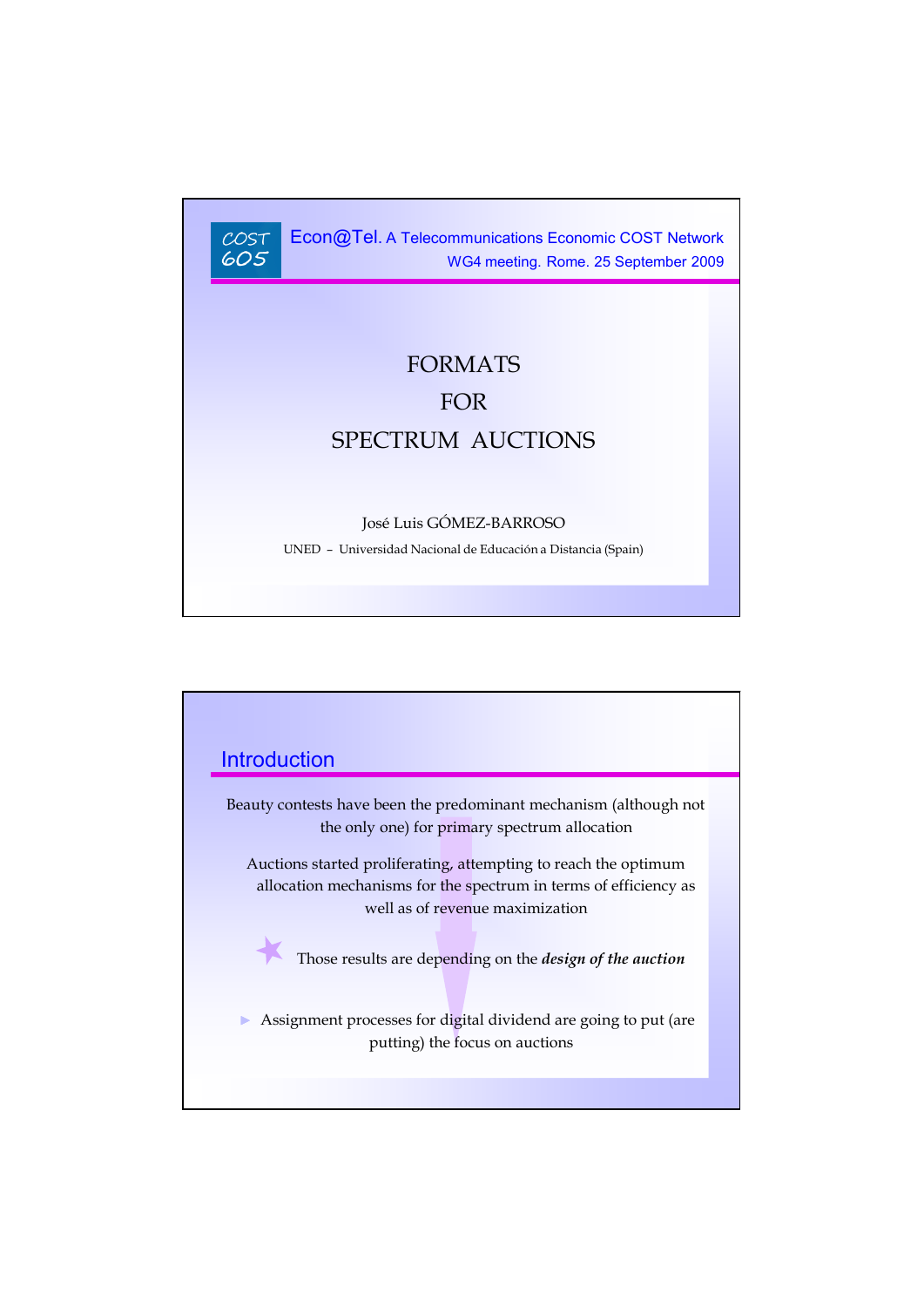COST 605

Econ@Tel. A Telecommunications Economic COST Network

WG4 meeting. Rome. 25 September 2009

# FORMATS FOR SPECTRUM AUCTIONS

José Luis GÓMEZ-BARROSO

UNED – Universidad Nacional de Educación a Distancia (Spain)

## Introduction

Beauty contests have been the predominant mechanism (although not the only one) for primary spectrum allocation

Auctions started proliferating, attempting to reach the optimum allocation mechanisms for the spectrum in terms of efficiency as well as of revenue maximization

Those results are depending on the ***design of the auction***

- Assignment processes for digital dividend are going to put (are putting) the focus on auctions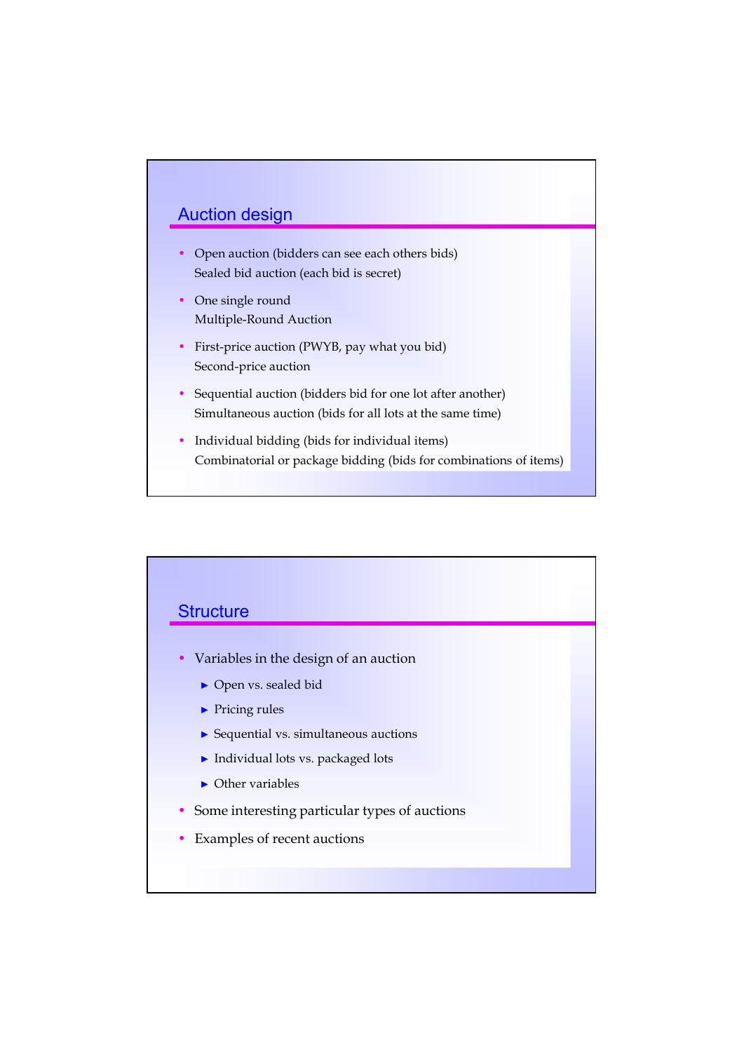## Auction design

- Open auction (bidders can see each others bids)
  Sealed bid auction (each bid is secret)
- One single round
  Multiple-Round Auction
- First-price auction (PWYB, pay what you bid)
  Second-price auction
- Sequential auction (bidders bid for one lot after another)
  Simultaneous auction (bids for all lots at the same time)
- Individual bidding (bids for individual items)
  Combinatorial or package bidding (bids for combinations of items)

## Structure

- Variables in the design of an auction
  - Open vs. sealed bid
  - Pricing rules
  - Sequential vs. simultaneous auctions
  - Individual lots vs. packaged lots
  - Other variables
- Some interesting particular types of auctions
- Examples of recent auctions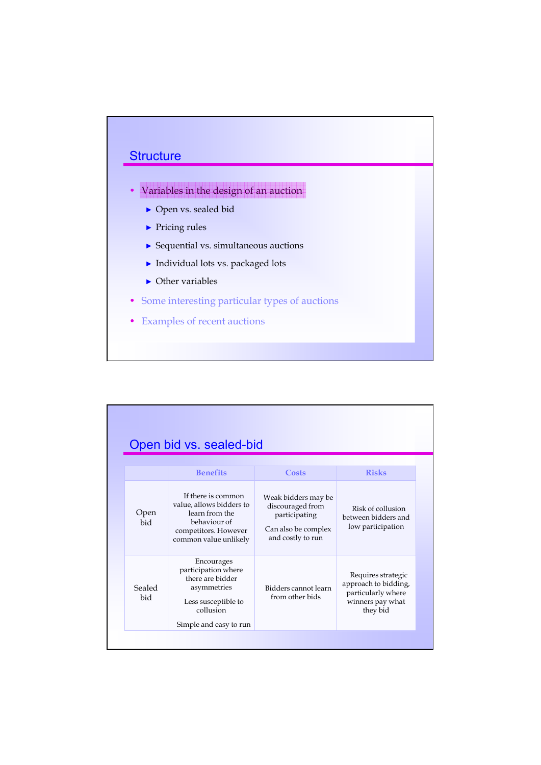## Structure

- Variables in the design of an auction
  - Open vs. sealed bid
  - Pricing rules
  - Sequential vs. simultaneous auctions
  - Individual lots vs. packaged lots
  - Other variables
- Some interesting particular types of auctions
- Examples of recent auctions

## Open bid vs. sealed-bid

| | Benefits | Costs | Risks |
|---|---|---|---|
| Open bid | If there is common value, allows bidders to learn from the behaviour of competitors. However common value unlikely | Weak bidders may be discouraged from participating<br><br>Can also be complex and costly to run | Risk of collusion between bidders and low participation |
| Sealed bid | Encourages participation where there are bidder asymmetries<br><br>Less susceptible to collusion<br><br>Simple and easy to run | Bidders cannot learn from other bids | Requires strategic approach to bidding, particularly where winners pay what they bid |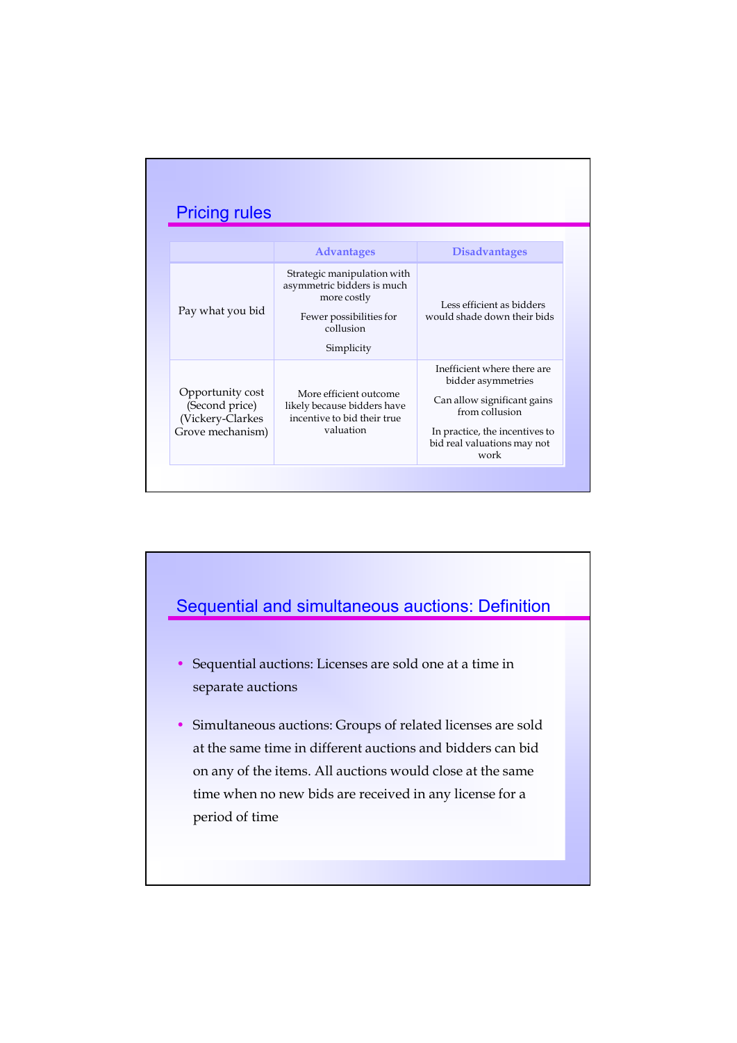## Pricing rules

| | Advantages | Disadvantages |
|---|---|---|
| Pay what you bid | Strategic manipulation with asymmetric bidders is much more costly<br><br>Fewer possibilities for collusion<br><br>Simplicity | Less efficient as bidders would shade down their bids |
| Opportunity cost (Second price) (Vickery-Clarkes Grove mechanism) | More efficient outcome likely because bidders have incentive to bid their true valuation | Inefficient where there are bidder asymmetries<br><br>Can allow significant gains from collusion<br><br>In practice, the incentives to bid real valuations may not work |

## Sequential and simultaneous auctions: Definition

- Sequential auctions: Licenses are sold one at a time in separate auctions
- Simultaneous auctions: Groups of related licenses are sold at the same time in different auctions and bidders can bid on any of the items. All auctions would close at the same time when no new bids are received in any license for a period of time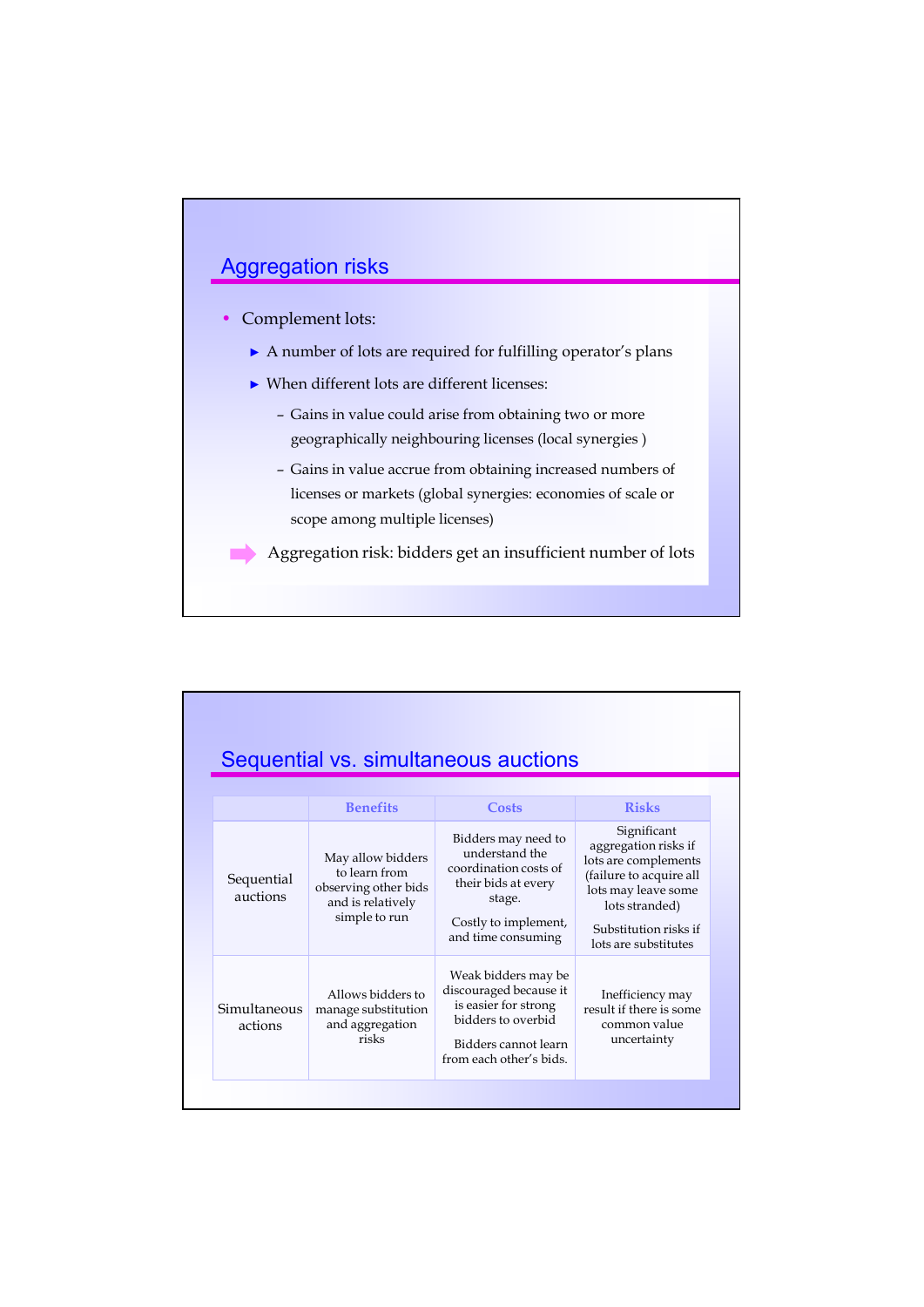## Aggregation risks

- Complement lots:
  - A number of lots are required for fulfilling operator's plans
  - When different lots are different licenses:
    - Gains in value could arise from obtaining two or more geographically neighbouring licenses (local synergies )
    - Gains in value accrue from obtaining increased numbers of licenses or markets (global synergies: economies of scale or scope among multiple licenses)

➡ Aggregation risk: bidders get an insufficient number of lots

## Sequential vs. simultaneous auctions

| | Benefits | Costs | Risks |
|---|---|---|---|
| Sequential auctions | May allow bidders to learn from observing other bids and is relatively simple to run | Bidders may need to understand the coordination costs of their bids at every stage. Costly to implement, and time consuming | Significant aggregation risks if lots are complements (failure to acquire all lots may leave some lots stranded) Substitution risks if lots are substitutes |
| Simultaneous actions | Allows bidders to manage substitution and aggregation risks | Weak bidders may be discouraged because it is easier for strong bidders to overbid Bidders cannot learn from each other's bids. | Inefficiency may result if there is some common value uncertainty |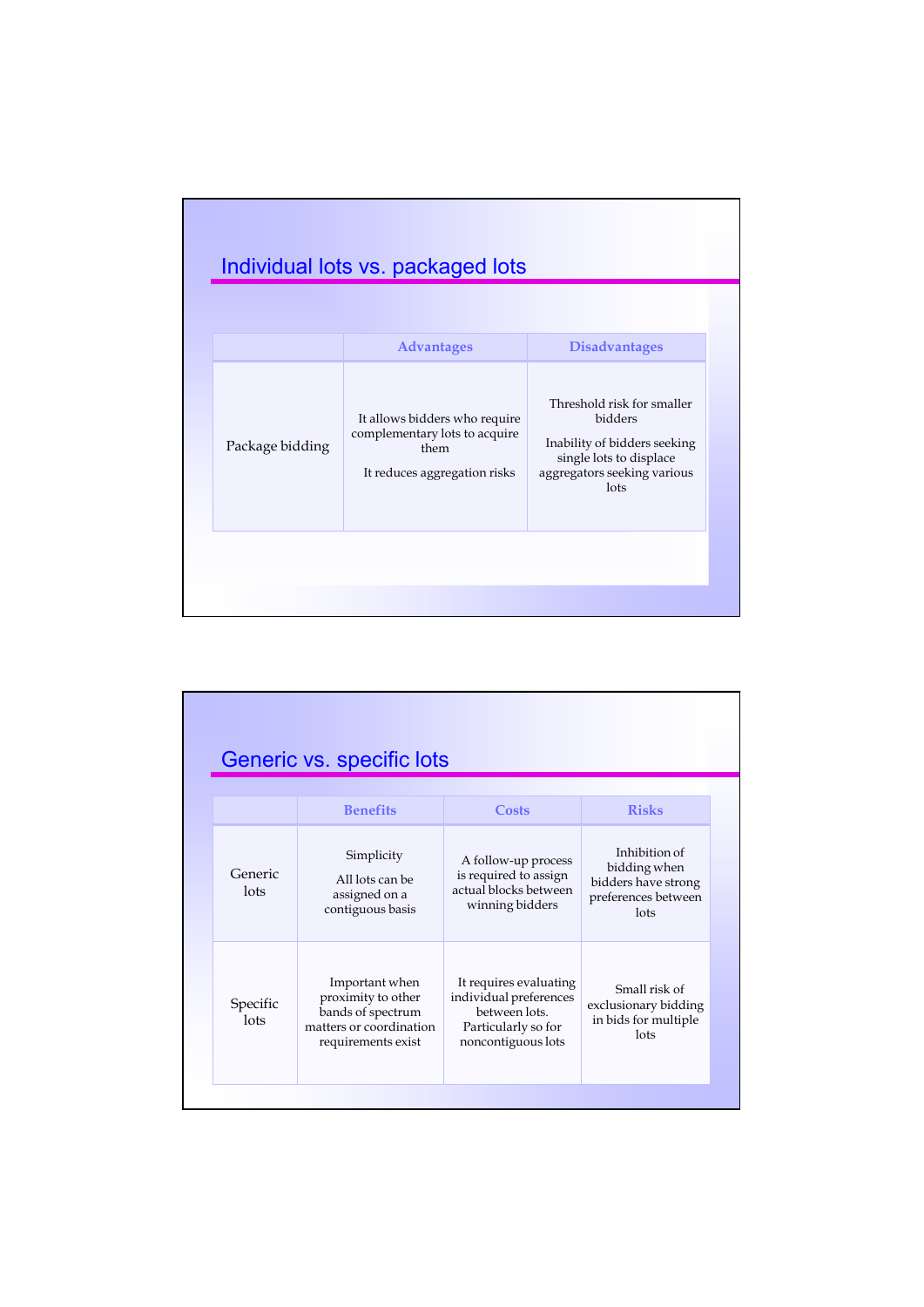## Individual lots vs. packaged lots

| | Advantages | Disadvantages |
|---|---|---|
| Package bidding | It allows bidders who require complementary lots to acquire them<br><br>It reduces aggregation risks | Threshold risk for smaller bidders<br><br>Inability of bidders seeking single lots to displace aggregators seeking various lots |

## Generic vs. specific lots

| | Benefits | Costs | Risks |
|---|---|---|---|
| Generic lots | Simplicity<br><br>All lots can be assigned on a contiguous basis | A follow-up process is required to assign actual blocks between winning bidders | Inhibition of bidding when bidders have strong preferences between lots |
| Specific lots | Important when proximity to other bands of spectrum matters or coordination requirements exist | It requires evaluating individual preferences between lots. Particularly so for noncontiguous lots | Small risk of exclusionary bidding in bids for multiple lots |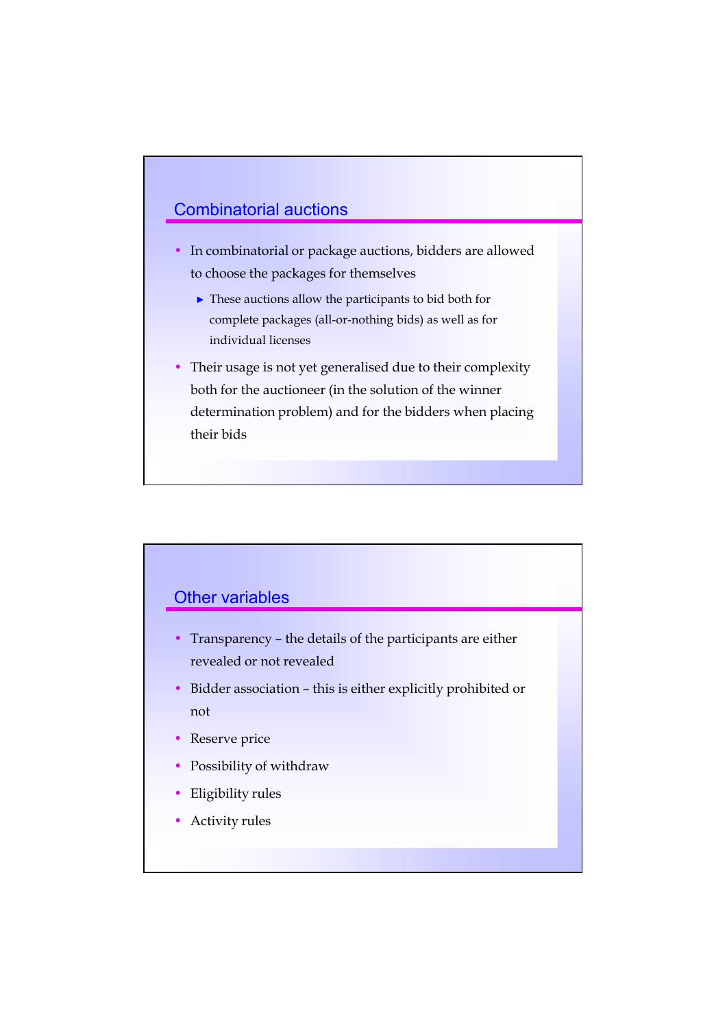## Combinatorial auctions

- In combinatorial or package auctions, bidders are allowed to choose the packages for themselves
  - These auctions allow the participants to bid both for complete packages (all-or-nothing bids) as well as for individual licenses
- Their usage is not yet generalised due to their complexity both for the auctioneer (in the solution of the winner determination problem) and for the bidders when placing their bids

## Other variables

- Transparency – the details of the participants are either revealed or not revealed
- Bidder association – this is either explicitly prohibited or not
- Reserve price
- Possibility of withdraw
- Eligibility rules
- Activity rules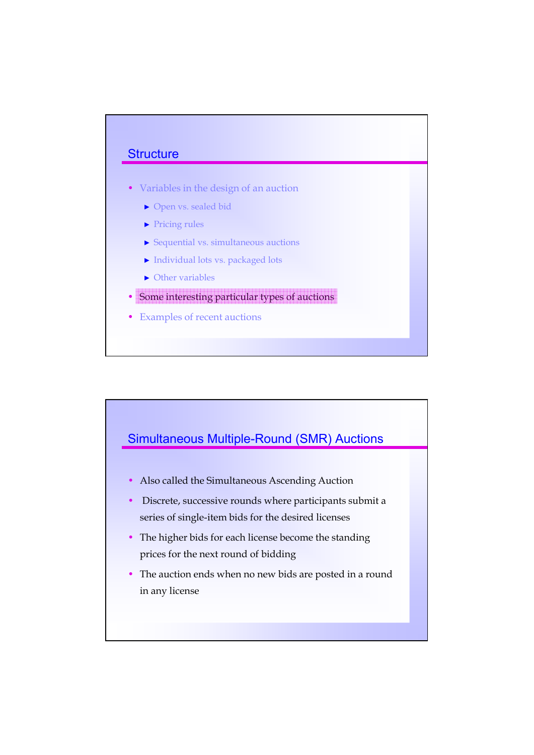## Structure

- Variables in the design of an auction
  - Open vs. sealed bid
  - Pricing rules
  - Sequential vs. simultaneous auctions
  - Individual lots vs. packaged lots
  - Other variables
- Some interesting particular types of auctions
- Examples of recent auctions

## Simultaneous Multiple-Round (SMR) Auctions

- Also called the Simultaneous Ascending Auction
- Discrete, successive rounds where participants submit a series of single-item bids for the desired licenses
- The higher bids for each license become the standing prices for the next round of bidding
- The auction ends when no new bids are posted in a round in any license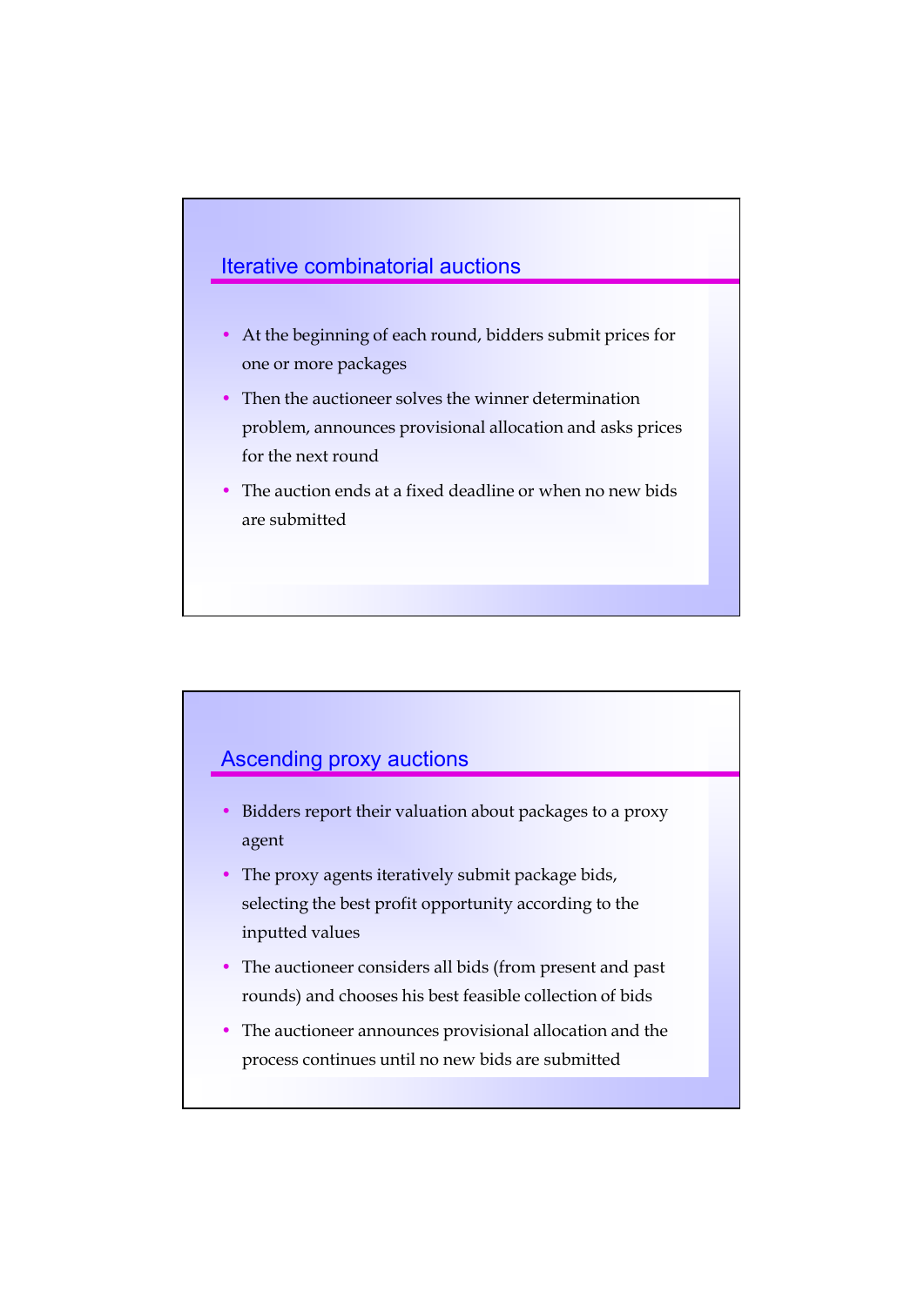## Iterative combinatorial auctions

- At the beginning of each round, bidders submit prices for one or more packages
- Then the auctioneer solves the winner determination problem, announces provisional allocation and asks prices for the next round
- The auction ends at a fixed deadline or when no new bids are submitted

## Ascending proxy auctions

- Bidders report their valuation about packages to a proxy agent
- The proxy agents iteratively submit package bids, selecting the best profit opportunity according to the inputted values
- The auctioneer considers all bids (from present and past rounds) and chooses his best feasible collection of bids
- The auctioneer announces provisional allocation and the process continues until no new bids are submitted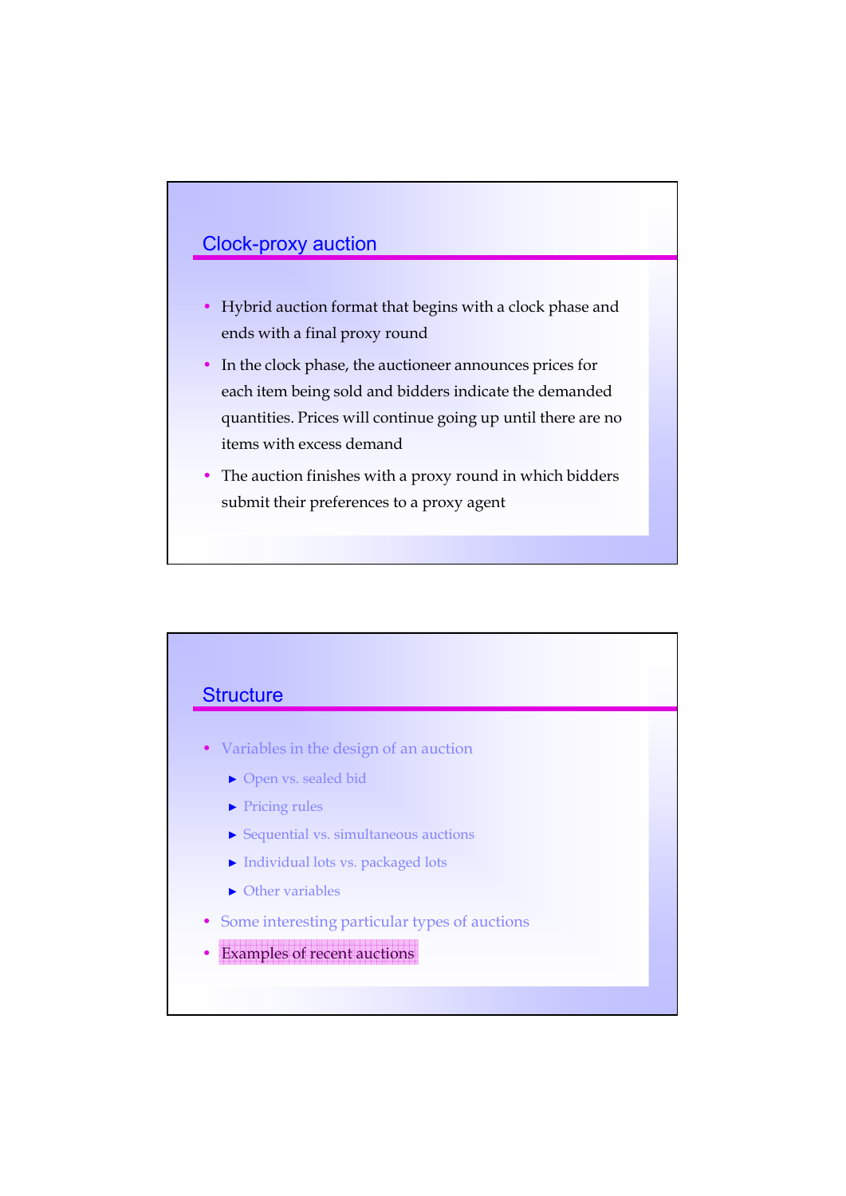## Clock-proxy auction

- Hybrid auction format that begins with a clock phase and ends with a final proxy round
- In the clock phase, the auctioneer announces prices for each item being sold and bidders indicate the demanded quantities. Prices will continue going up until there are no items with excess demand
- The auction finishes with a proxy round in which bidders submit their preferences to a proxy agent

## Structure

- Variables in the design of an auction
  - Open vs. sealed bid
  - Pricing rules
  - Sequential vs. simultaneous auctions
  - Individual lots vs. packaged lots
  - Other variables
- Some interesting particular types of auctions
- Examples of recent auctions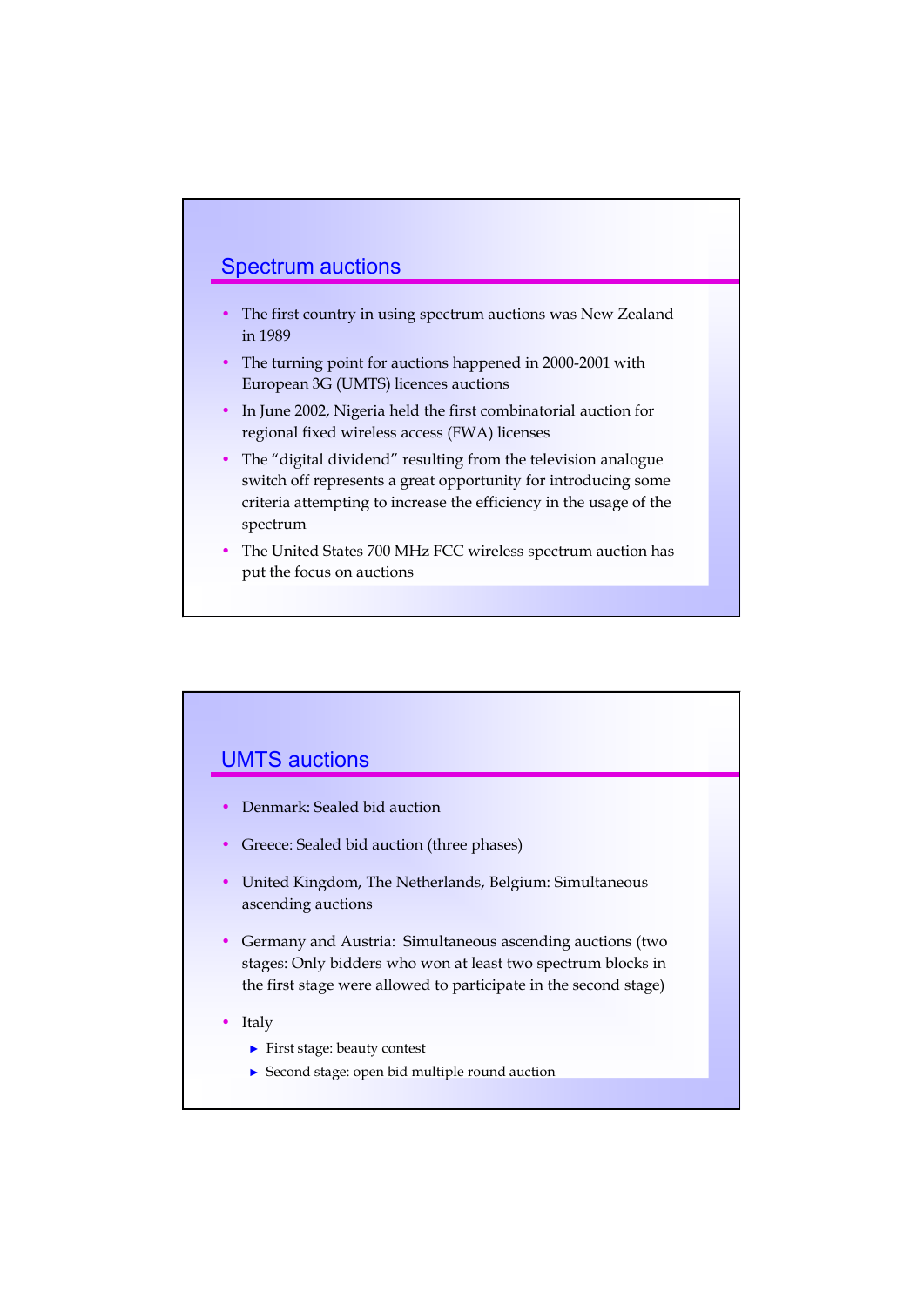## Spectrum auctions

- The first country in using spectrum auctions was New Zealand in 1989
- The turning point for auctions happened in 2000-2001 with European 3G (UMTS) licences auctions
- In June 2002, Nigeria held the first combinatorial auction for regional fixed wireless access (FWA) licenses
- The "digital dividend" resulting from the television analogue switch off represents a great opportunity for introducing some criteria attempting to increase the efficiency in the usage of the spectrum
- The United States 700 MHz FCC wireless spectrum auction has put the focus on auctions

## UMTS auctions

- Denmark: Sealed bid auction
- Greece: Sealed bid auction (three phases)
- United Kingdom, The Netherlands, Belgium: Simultaneous ascending auctions
- Germany and Austria: Simultaneous ascending auctions (two stages: Only bidders who won at least two spectrum blocks in the first stage were allowed to participate in the second stage)
- Italy
  - First stage: beauty contest
  - Second stage: open bid multiple round auction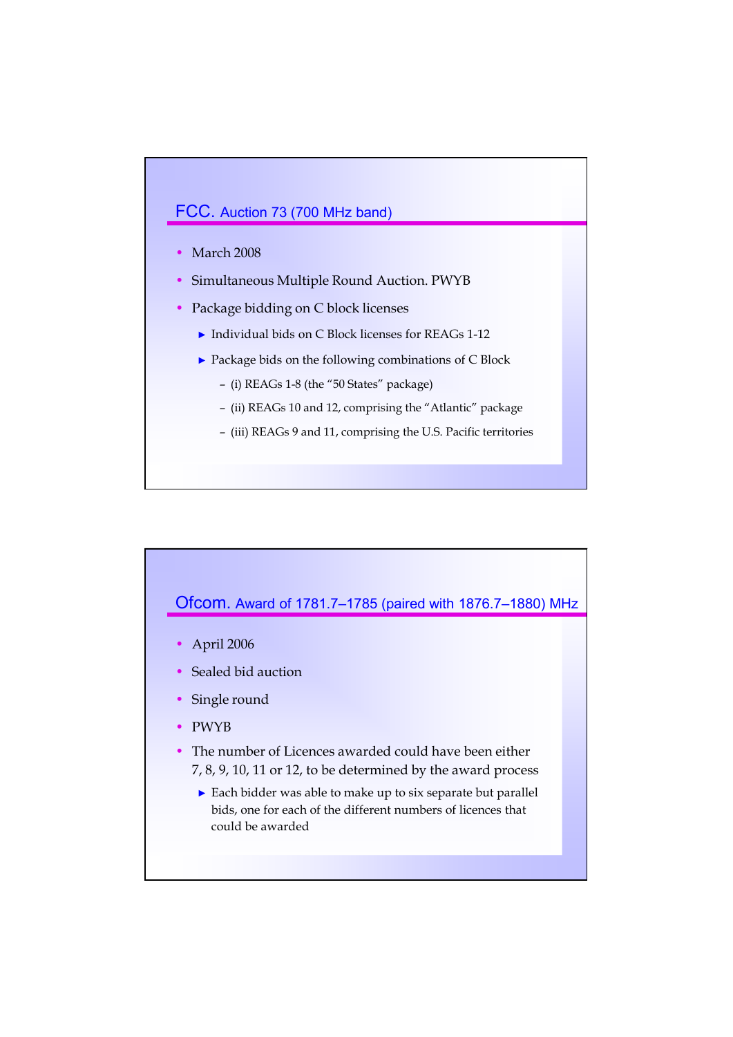## FCC. Auction 73 (700 MHz band)

- March 2008
- Simultaneous Multiple Round Auction. PWYB
- Package bidding on C block licenses
  - Individual bids on C Block licenses for REAGs 1-12
  - Package bids on the following combinations of C Block
    - (i) REAGs 1-8 (the "50 States" package)
    - (ii) REAGs 10 and 12, comprising the "Atlantic" package
    - (iii) REAGs 9 and 11, comprising the U.S. Pacific territories

## Ofcom. Award of 1781.7–1785 (paired with 1876.7–1880) MHz

- April 2006
- Sealed bid auction
- Single round
- PWYB
- The number of Licences awarded could have been either 7, 8, 9, 10, 11 or 12, to be determined by the award process
  - Each bidder was able to make up to six separate but parallel bids, one for each of the different numbers of licences that could be awarded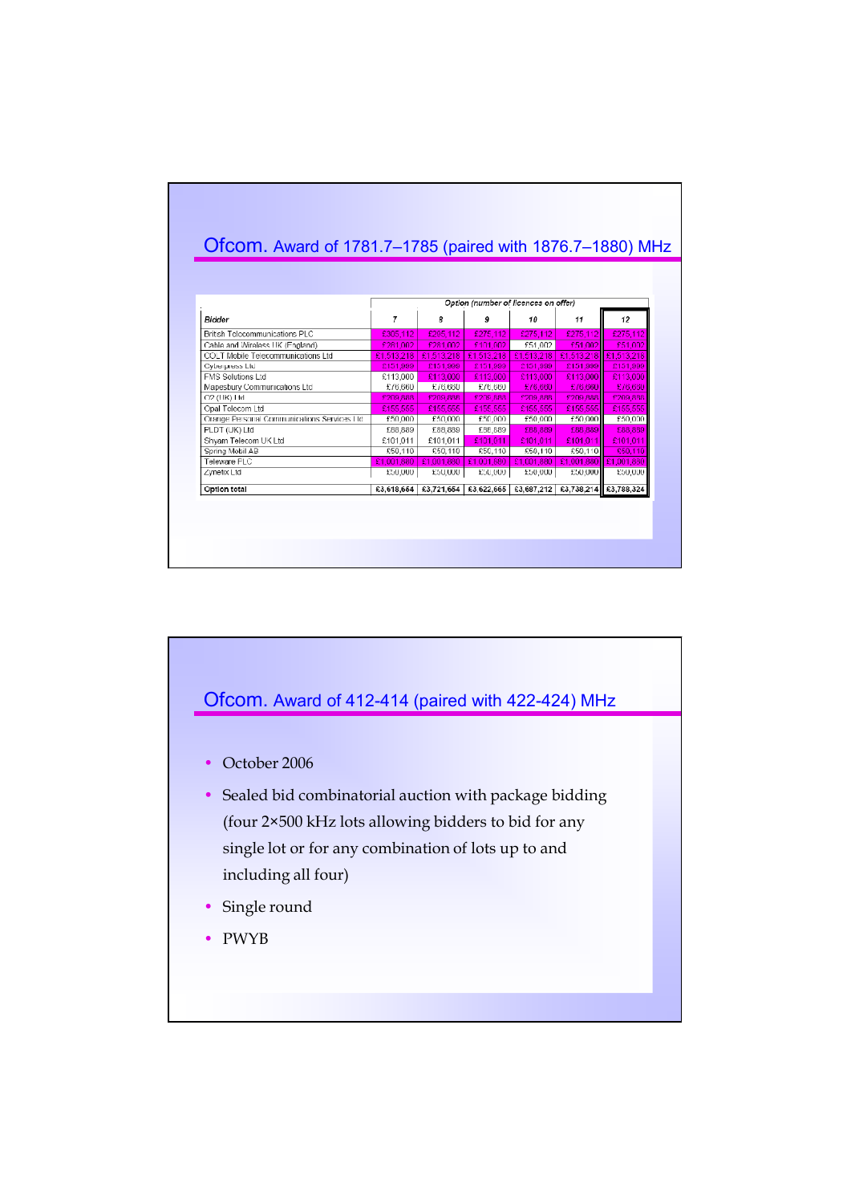## Ofcom. Award of 1781.7–1785 (paired with 1876.7–1880) MHz

| Bidder | Option (number of licences on offer) | | | | | |
|---|---|---|---|---|---|---|
| | 7 | 8 | 9 | 10 | 11 | 12 |
| British Telecommunications PLC | £305,112 | £295,112 | £275,112 | £275,112 | £275,112 | £275,112 |
| Cable and Wireless UK (England) | £281,002 | £281,002 | £101,002 | £51,002 | £51,002 | £51,002 |
| COLT Mobile Telecommunications Ltd | £1,513,218 | £1,513,218 | £1,513,218 | £1,513,218 | £1,513,218 | £1,513,218 |
| Cyberpress Ltd | £151,999 | £151,999 | £151,999 | £151,999 | £151,999 | £151,999 |
| FMS Solutions Ltd | £113,000 | £113,000 | £113,000 | £113,000 | £113,000 | £113,000 |
| Mapesbury Communications Ltd | £76,660 | £76,660 | £76,660 | £76,660 | £76,660 | £76,660 |
| O2 (UK) Ltd | £209,888 | £209,888 | £209,888 | £209,888 | £209,888 | £209,888 |
| Opal Telecom Ltd | £155,555 | £155,555 | £155,555 | £155,555 | £155,555 | £155,555 |
| Orange Personal Communications Services Ltd | £50,000 | £50,000 | £50,000 | £50,000 | £50,000 | £50,000 |
| PLDT (UK) Ltd | £88,889 | £88,889 | £88,889 | £88,889 | £88,889 | £88,889 |
| Shyam Telecom UK Ltd | £101,011 | £101,011 | £101,011 | £101,011 | £101,011 | £101,011 |
| Spring Mobil AB | £50,110 | £50,110 | £50,110 | £50,110 | £50,110 | £50,110 |
| Teleware PLC | £1,001,880 | £1,001,880 | £1,001,880 | £1,001,880 | £1,001,880 | £1,001,880 |
| Zynetix Ltd | £50,000 | £50,000 | £50,000 | £50,000 | £50,000 | £50,000 |
| **Option total** | £3,618,664 | £3,721,654 | £3,622,665 | £3,687,212 | £3,738,214 | £3,788,324 |

## Ofcom. Award of 412-414 (paired with 422-424) MHz

- October 2006
- Sealed bid combinatorial auction with package bidding (four 2×500 kHz lots allowing bidders to bid for any single lot or for any combination of lots up to and including all four)
- Single round
- PWYB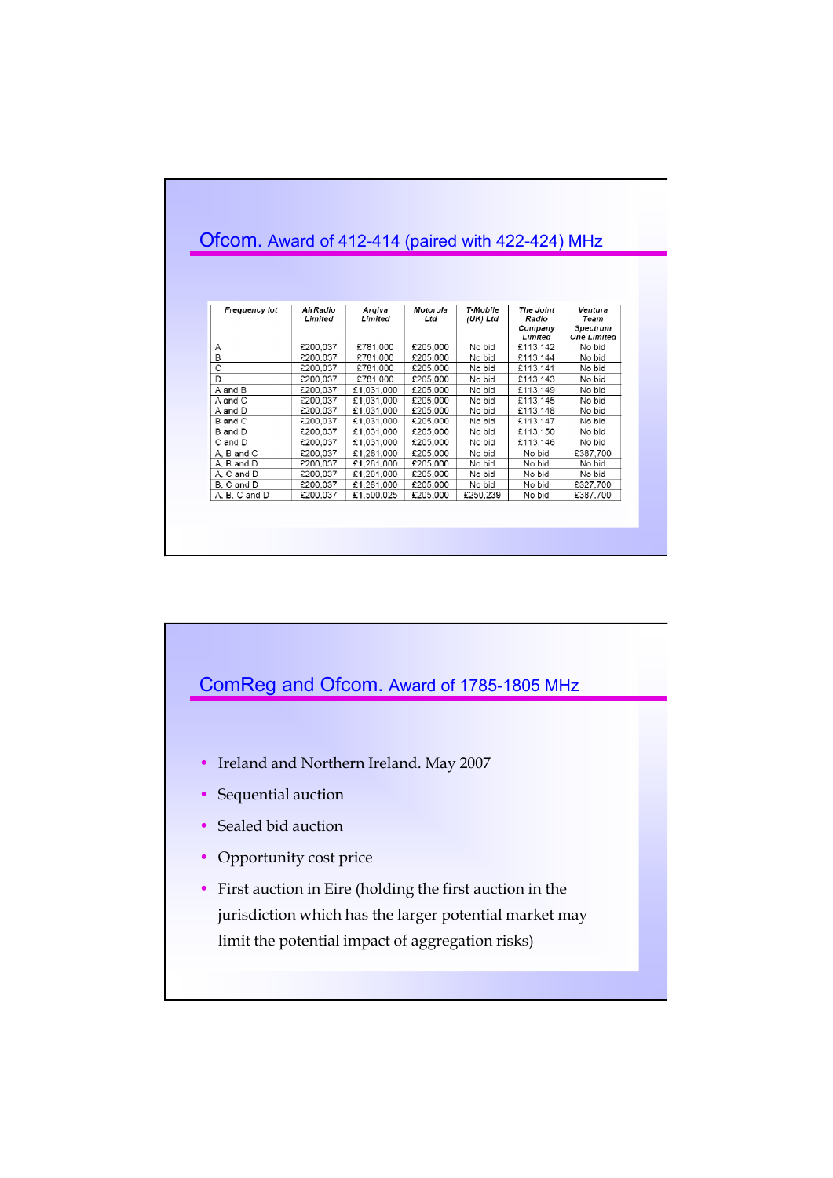## Ofcom. Award of 412-414 (paired with 422-424) MHz

| Frequency lot | AirRadio Limited | Arqiva Limited | Motorola Ltd | T-Mobile (UK) Ltd | The Joint Radio Company Limited | Venture Team Spectrum One Limited |
|---|---|---|---|---|---|---|
| A | £200,037 | £781,000 | £205,000 | No bid | £113,142 | No bid |
| B | £200,037 | £781,000 | £205,000 | No bid | £113,144 | No bid |
| C | £200,037 | £781,000 | £205,000 | No bid | £113,141 | No bid |
| D | £200,037 | £781,000 | £205,000 | No bid | £113,143 | No bid |
| A and B | £200,037 | £1,031,000 | £205,000 | No bid | £113,149 | No bid |
| A and C | £200,037 | £1,031,000 | £205,000 | No bid | £113,145 | No bid |
| A and D | £200,037 | £1,031,000 | £205,000 | No bid | £113,148 | No bid |
| B and C | £200,037 | £1,031,000 | £205,000 | No bid | £113,147 | No bid |
| B and D | £200,037 | £1,031,000 | £205,000 | No bid | £113,150 | No bid |
| C and D | £200,037 | £1,031,000 | £205,000 | No bid | £113,146 | No bid |
| A, B and C | £200,037 | £1,281,000 | £205,000 | No bid | No bid | £387,700 |
| A, B and D | £200,037 | £1,281,000 | £205,000 | No bid | No bid | No bid |
| A, C and D | £200,037 | £1,281,000 | £205,000 | No bid | No bid | No bid |
| B, C and D | £200,037 | £1,281,000 | £205,000 | No bid | No bid | £327,700 |
| A, B, C and D | £200,037 | £1,500,025 | £205,000 | £250,239 | No bid | £387,700 |

## ComReg and Ofcom. Award of 1785-1805 MHz

- Ireland and Northern Ireland. May 2007
- Sequential auction
- Sealed bid auction
- Opportunity cost price
- First auction in Eire (holding the first auction in the jurisdiction which has the larger potential market may limit the potential impact of aggregation risks)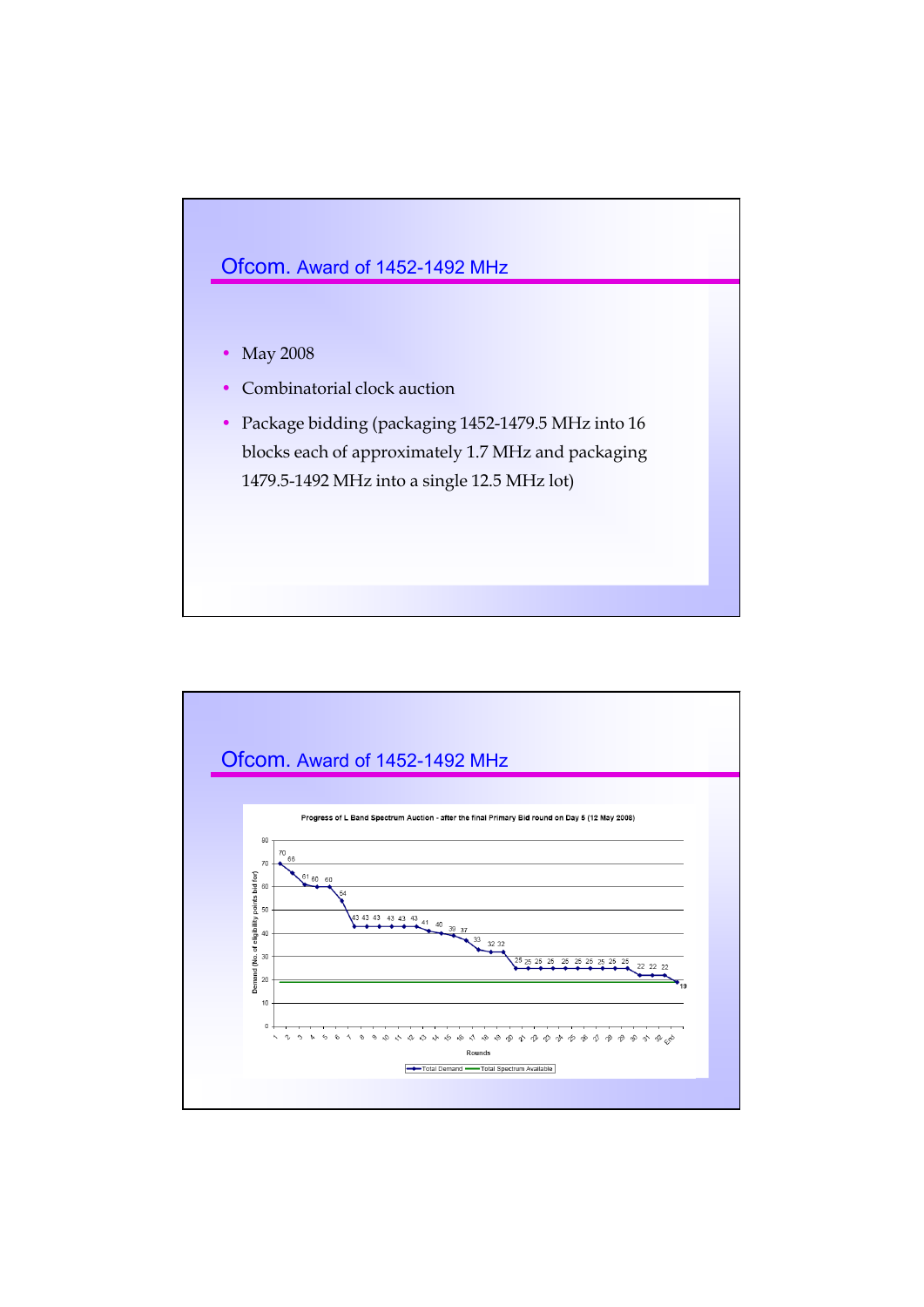## Ofcom. Award of 1452-1492 MHz

- May 2008
- Combinatorial clock auction
- Package bidding (packaging 1452-1479.5 MHz into 16 blocks each of approximately 1.7 MHz and packaging 1479.5-1492 MHz into a single 12.5 MHz lot)

## Ofcom. Award of 1452-1492 MHz

Progress of L Band Spectrum Auction - after the final Primary Bid round on Day 5 (12 May 2008)

| Round | 1 | 2 | 3 | 4 | 5 | 6 | 7 | 8 | 9 | 10 | 11 | 12 | 13 | 14 | 15 | 16 | 17 | 18 | 19 | 20 | 21 | 22 | 23 | 24 | 25 | 26 | 27 | 28 | 29 | 30 | 31 | 32 | End |
|---|---|---|---|---|---|---|---|---|---|---|---|---|---|---|---|---|---|---|---|---|---|---|---|---|---|---|---|---|---|---|---|---|---|
| Total Demand | 70 | 66 | 61 | 60 | 60 | 54 | 43 | 43 | 43 | 43 | 43 | 43 | 41 | 40 | 39 | 37 | 33 | 32 | 32 | 25 | 25 | 25 | 25 | 25 | 25 | 25 | 25 | 25 | 25 | 22 | 22 | 22 | 19 |

Demand (No. of eligibility points bid for); Rounds

Total Demand — Total Spectrum Available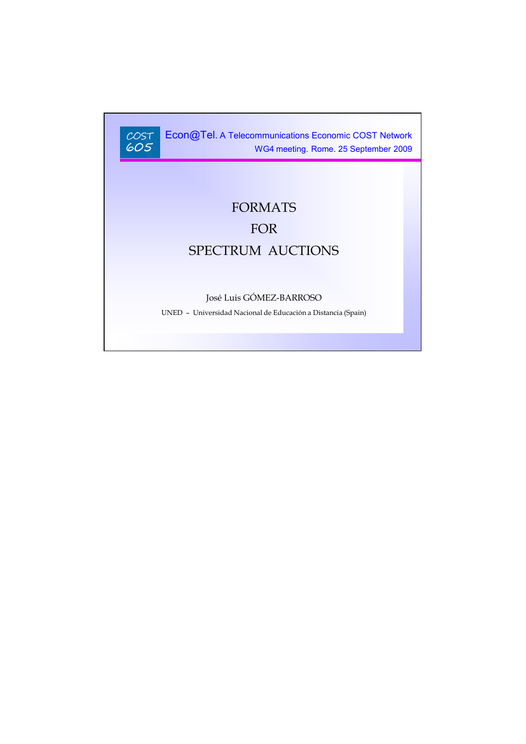COST 605

Econ@Tel. A Telecommunications Economic COST Network

WG4 meeting. Rome. 25 September 2009

# FORMATS FOR SPECTRUM AUCTIONS

José Luis GÓMEZ-BARROSO

UNED – Universidad Nacional de Educación a Distancia (Spain)